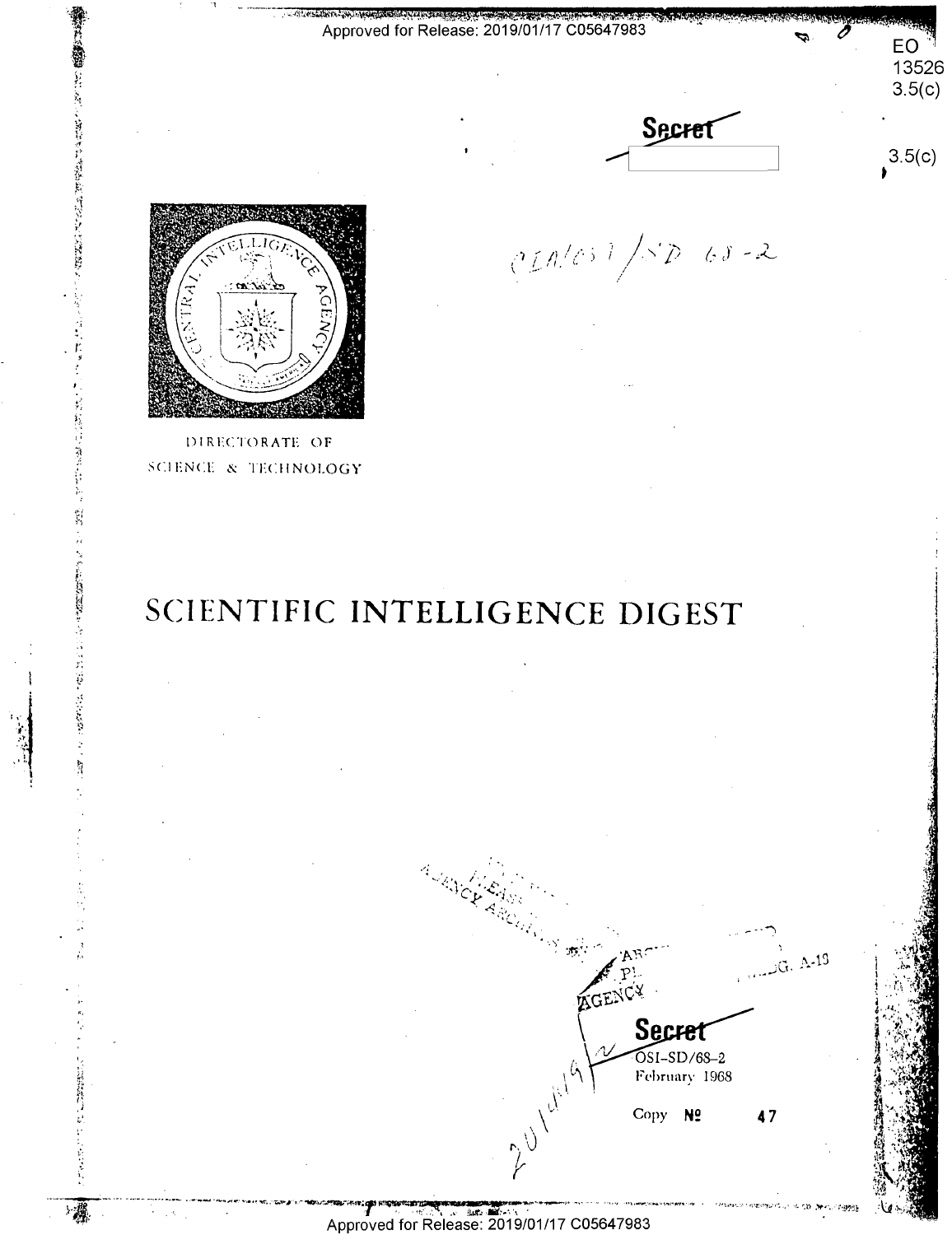EO 13526 3.5(c)

~~Secret~~

3.5(c)

CIA/OSI/SD 68-2

DIRECTORATE OF SCIENCE & TECHNOLOGY

# SCIENTIFIC INTELLIGENCE DIGEST

~~Secret~~

OSI-SD/68-2
February 1968

Copy № 47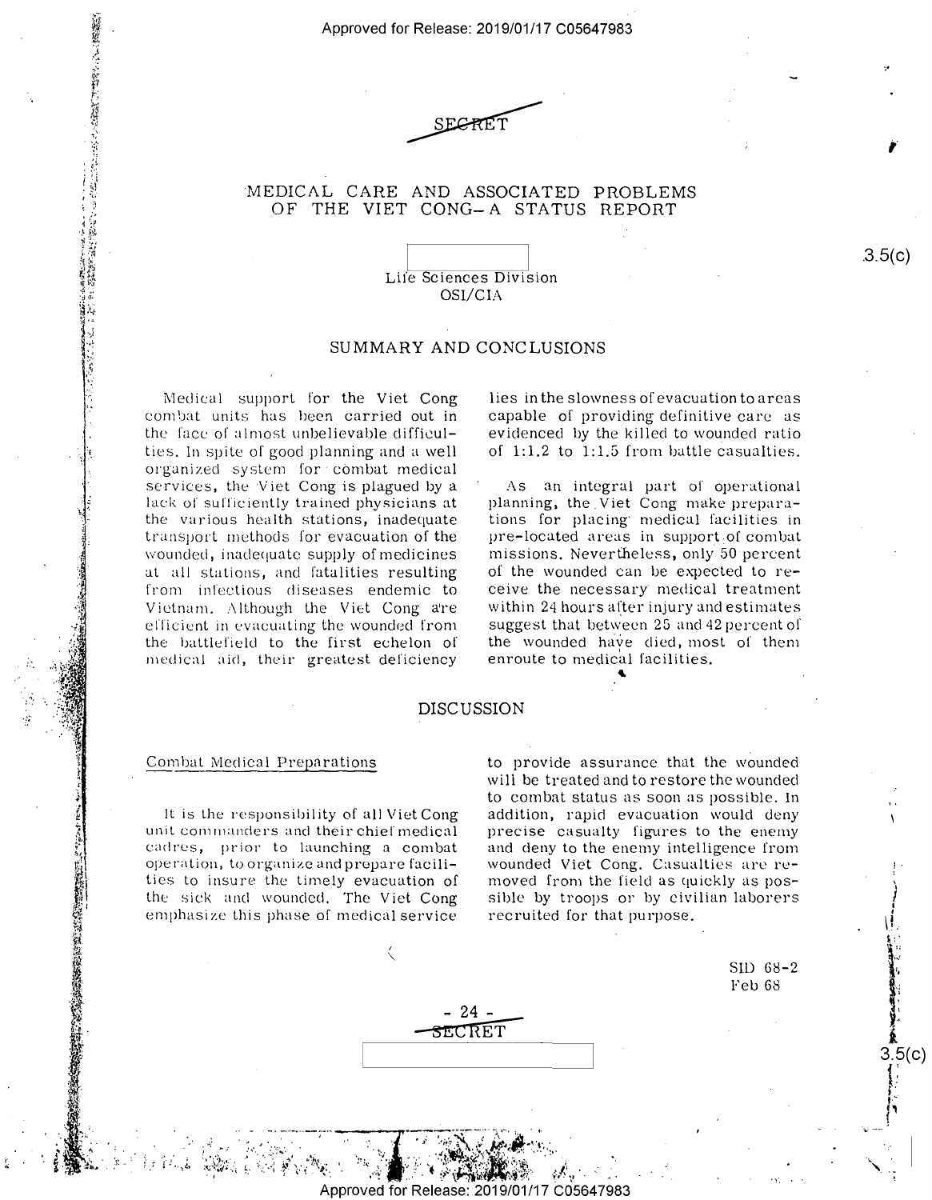SECRET

# MEDICAL CARE AND ASSOCIATED PROBLEMS OF THE VIET CONG—A STATUS REPORT

Life Sciences Division
OSI/CIA

## SUMMARY AND CONCLUSIONS

Medical support for the Viet Cong combat units has been carried out in the face of almost unbelievable difficulties. In spite of good planning and a well organized system for combat medical services, the Viet Cong is plagued by a lack of sufficiently trained physicians at the various health stations, inadequate transport methods for evacuation of the wounded, inadequate supply of medicines at all stations, and fatalities resulting from infectious diseases endemic to Vietnam. Although the Viet Cong are efficient in evacuating the wounded from the battlefield to the first echelon of medical aid, their greatest deficiency lies in the slowness of evacuation to areas capable of providing definitive care as evidenced by the killed to wounded ratio of 1:1.2 to 1:1.5 from battle casualties.

As an integral part of operational planning, the Viet Cong make preparations for placing medical facilities in pre-located areas in support of combat missions. Nevertheless, only 50 percent of the wounded can be expected to receive the necessary medical treatment within 24 hours after injury and estimates suggest that between 25 and 42 percent of the wounded have died, most of them enroute to medical facilities.

## DISCUSSION

### Combat Medical Preparations

It is the responsibility of all Viet Cong unit commanders and their chief medical cadres, prior to launching a combat operation, to organize and prepare facilities to insure the timely evacuation of the sick and wounded. The Viet Cong emphasize this phase of medical service to provide assurance that the wounded will be treated and to restore the wounded to combat status as soon as possible. In addition, rapid evacuation would deny precise casualty figures to the enemy and deny to the enemy intelligence from wounded Viet Cong. Casualties are removed from the field as quickly as possible by troops or by civilian laborers recruited for that purpose.

SID 68-2
Feb 68

SECRET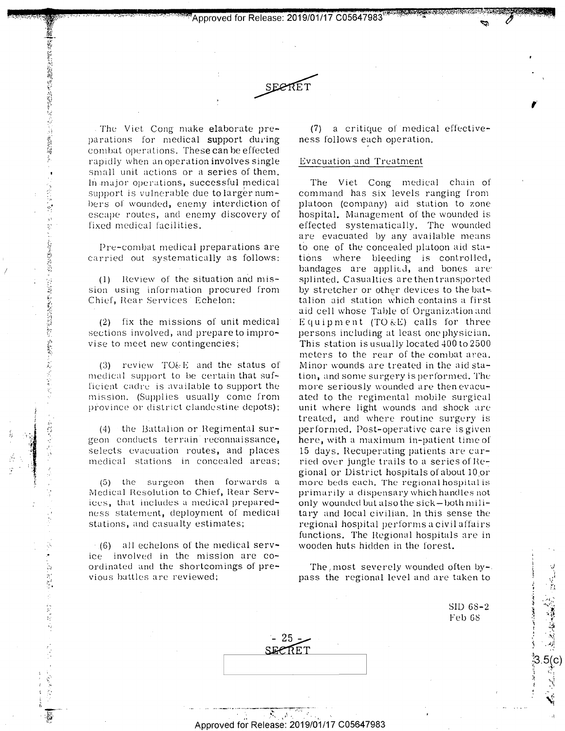The Viet Cong make elaborate preparations for medical support during combat operations. These can be effected rapidly when an operation involves single small unit actions or a series of them. In major operations, successful medical support is vulnerable due to larger numbers of wounded, enemy interdiction of escape routes, and enemy discovery of fixed medical facilities.

Pre-combat medical preparations are carried out systematically as follows:

(1) Review of the situation and mission using information procured from Chief, Rear Services Echelon;

(2) fix the missions of unit medical sections involved, and prepare to improvise to meet new contingencies;

(3) review TO&E and the status of medical support to be certain that sufficient cadre is available to support the mission. (Supplies usually come from province or district clandestine depots);

(4) the Battalion or Regimental surgeon conducts terrain reconnaissance, selects evacuation routes, and places medical stations in concealed areas;

(5) the surgeon then forwards a Medical Resolution to Chief, Rear Services, that includes a medical preparedness statement, deployment of medical stations, and casualty estimates;

(6) all echelons of the medical service involved in the mission are coordinated and the shortcomings of previous battles are reviewed;

(7) a critique of medical effectiveness follows each operation.

## Evacuation and Treatment

The Viet Cong medical chain of command has six levels ranging from platoon (company) aid station to zone hospital. Management of the wounded is effected systematically. The wounded are evacuated by any available means to one of the concealed platoon aid stations where bleeding is controlled, bandages are applied, and bones are splinted. Casualties are then transported by stretcher or other devices to the battalion aid station which contains a first aid cell whose Table of Organization and Equipment (TO&E) calls for three persons including at least one physician. This station is usually located 400 to 2500 meters to the rear of the combat area. Minor wounds are treated in the aid station, and some surgery is performed. The more seriously wounded are then evacuated to the regimental mobile surgical unit where light wounds and shock are treated, and where routine surgery is performed. Post-operative care is given here, with a maximum in-patient time of 15 days. Recuperating patients are carried over jungle trails to a series of Regional or District hospitals of about 10 or more beds each. The regional hospital is primarily a dispensary which handles not only wounded but also the sick—both military and local civilian. In this sense the regional hospital performs a civil affairs functions. The Regional hospitals are in wooden huts hidden in the forest.

The most severely wounded often bypass the regional level and are taken to

SID 68-2
Feb 68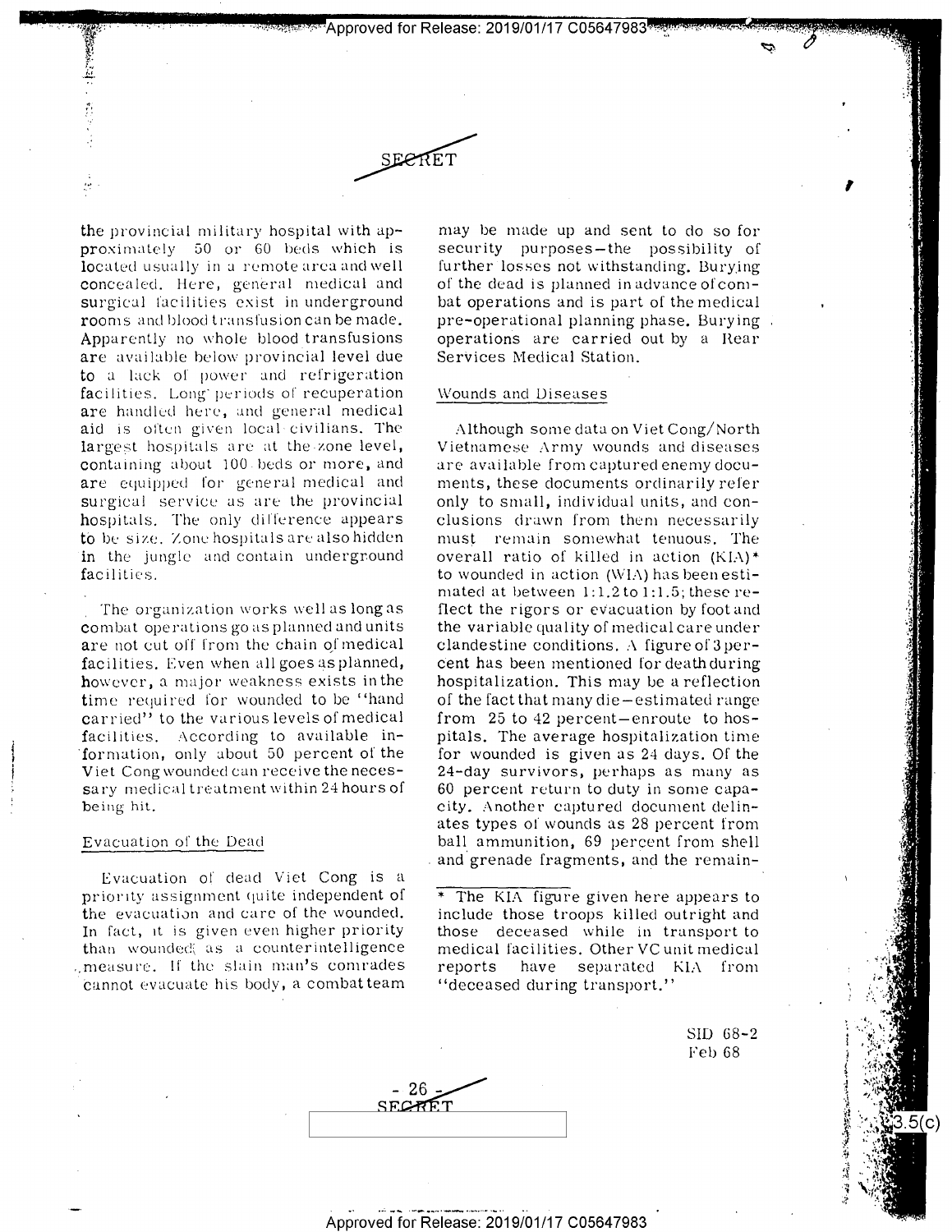the provincial military hospital with approximately 50 or 60 beds which is located usually in a remote area and well concealed. Here, general medical and surgical facilities exist in underground rooms and blood transfusion can be made. Apparently no whole blood transfusions are available below provincial level due to a lack of power and refrigeration facilities. Long periods of recuperation are handled here, and general medical aid is often given local civilians. The largest hospitals are at the zone level, containing about 100 beds or more, and are equipped for general medical and surgical service as are the provincial hospitals. The only difference appears to be size. Zone hospitals are also hidden in the jungle and contain underground facilities.

The organization works well as long as combat operations go as planned and units are not cut off from the chain of medical facilities. Even when all goes as planned, however, a major weakness exists in the time required for wounded to be "hand carried" to the various levels of medical facilities. According to available information, only about 50 percent of the Viet Cong wounded can receive the necessary medical treatment within 24 hours of being hit.

## Evacuation of the Dead

Evacuation of dead Viet Cong is a priority assignment quite independent of the evacuation and care of the wounded. In fact, it is given even higher priority than wounded, as a counterintelligence measure. If the slain man's comrades cannot evacuate his body, a combat team may be made up and sent to do so for security purposes—the possibility of further losses not withstanding. Burying of the dead is planned in advance of combat operations and is part of the medical pre-operational planning phase. Burying operations are carried out by a Rear Services Medical Station.

## Wounds and Diseases

Although some data on Viet Cong/North Vietnamese Army wounds and diseases are available from captured enemy documents, these documents ordinarily refer only to small, individual units, and conclusions drawn from them necessarily must remain somewhat tenuous. The overall ratio of killed in action (KIA)* to wounded in action (WIA) has been estimated at between 1:1.2 to 1:1.5; these reflect the rigors or evacuation by foot and the variable quality of medical care under clandestine conditions. A figure of 3 percent has been mentioned for death during hospitalization. This may be a reflection of the fact that many die—estimated range from 25 to 42 percent—enroute to hospitals. The average hospitalization time for wounded is given as 24 days. Of the 24-day survivors, perhaps as many as 60 percent return to duty in some capacity. Another captured document delineates types of wounds as 28 percent from ball ammunition, 69 percent from shell and grenade fragments, and the remain-

\* The KIA figure given here appears to include those troops killed outright and those deceased while in transport to medical facilities. Other VC unit medical reports have separated KIA from "deceased during transport."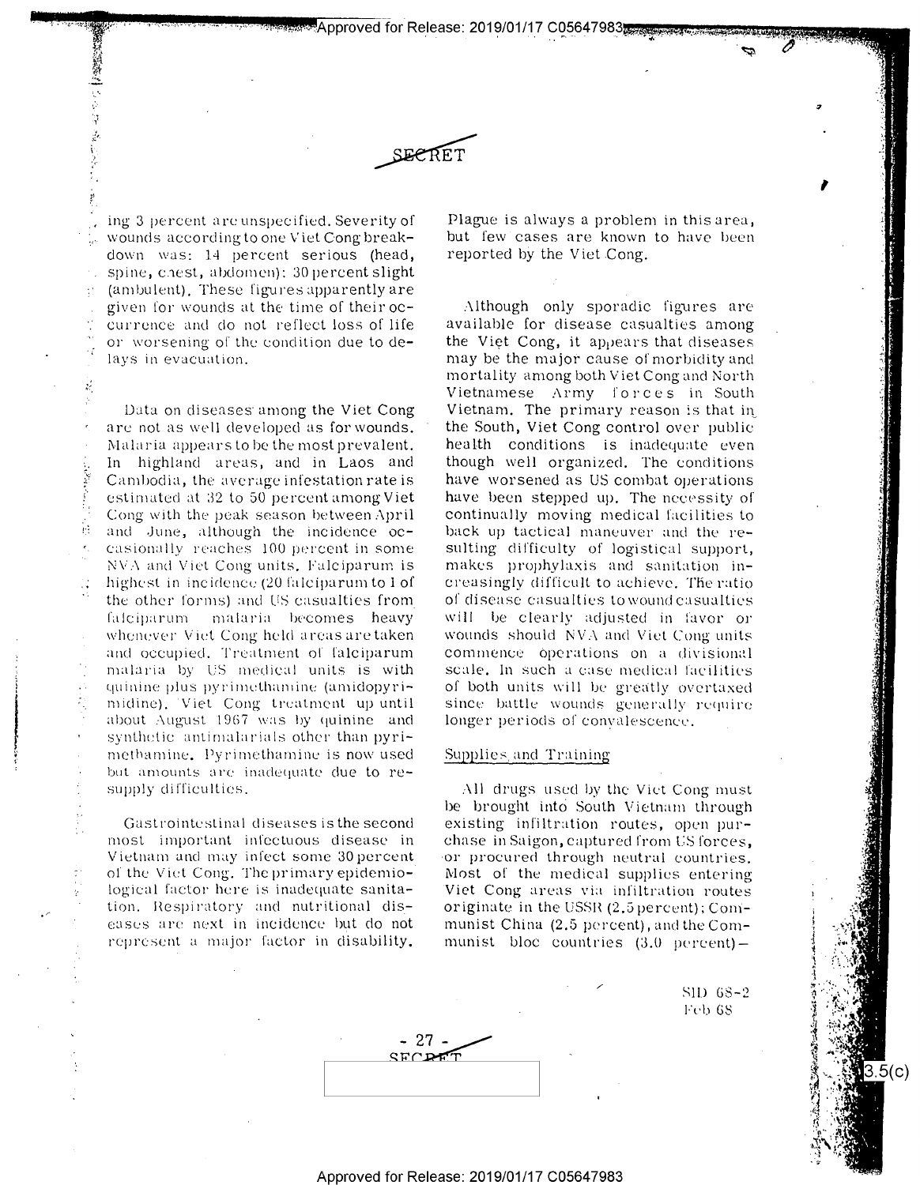ing 3 percent are unspecified. Severity of wounds according to one Viet Cong breakdown was: 14 percent serious (head, spine, chest, abdomen): 30 percent slight (ambulent). These figures apparently are given for wounds at the time of their occurrence and do not reflect loss of life or worsening of the condition due to delays in evacuation.

Data on diseases among the Viet Cong are not as well developed as for wounds. Malaria appears to be the most prevalent. In highland areas, and in Laos and Cambodia, the average infestation rate is estimated at 32 to 50 percent among Viet Cong with the peak season between April and June, although the incidence occasionally reaches 100 percent in some NVA and Viet Cong units. Falciparum is highest in incidence (20 falciparum to 1 of the other forms) and US casualties from falciparum malaria becomes heavy whenever Viet Cong held areas are taken and occupied. Treatment of falciparum malaria by US medical units is with quinine plus pyrimethamine (amidopyrimidine). Viet Cong treatment up until about August 1967 was by quinine and synthetic antimalarials other than pyrimethamine. Pyrimethamine is now used but amounts are inadequate due to resupply difficulties.

Gastrointestinal diseases is the second most important infectuous disease in Vietnam and may infect some 30 percent of the Viet Cong. The primary epidemiological factor here is inadequate sanitation. Respiratory and nutritional diseases are next in incidence but do not represent a major factor in disability. Plague is always a problem in this area, but few cases are known to have been reported by the Viet Cong.

Although only sporadic figures are available for disease casualties among the Viet Cong, it appears that diseases may be the major cause of morbidity and mortality among both Viet Cong and North Vietnamese Army forces in South Vietnam. The primary reason is that in the South, Viet Cong control over public health conditions is inadequate even though well organized. The conditions have worsened as US combat operations have been stepped up. The necessity of continually moving medical facilities to back up tactical maneuver and the resulting difficulty of logistical support, makes prophylaxis and sanitation increasingly difficult to achieve. The ratio of disease casualties to wound casualties will be clearly adjusted in favor or wounds should NVA and Viet Cong units commence operations on a divisional scale. In such a case medical facilities of both units will be greatly overtaxed since battle wounds generally require longer periods of convalescence.

## Supplies and Training

All drugs used by the Viet Cong must be brought into South Vietnam through existing infiltration routes, open purchase in Saigon, captured from US forces, or procured through neutral countries. Most of the medical supplies entering Viet Cong areas via infiltration routes originate in the USSR (2.5 percent); Communist China (2.5 percent), and the Communist bloc countries (3.0 percent)—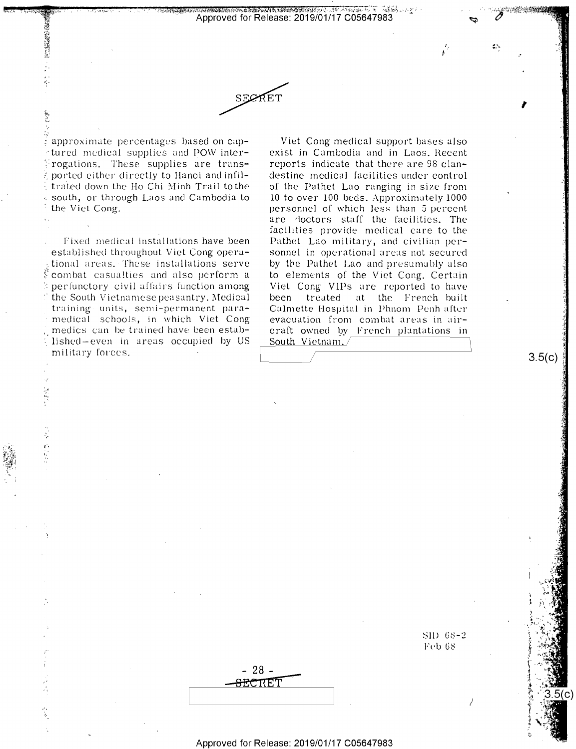SECRET

approximate percentages based on captured medical supplies and POW interrogations. These supplies are transported either directly to Hanoi and infiltrated down the Ho Chi Minh Trail to the south, or through Laos and Cambodia to the Viet Cong.

Fixed medical installations have been established throughout Viet Cong operational areas. These installations serve combat casualties and also perform a perfunctory civil affairs function among the South Vietnamese peasantry. Medical training units, semi-permanent paramedical schools, in which Viet Cong medics can be trained have been established—even in areas occupied by US military forces.

Viet Cong medical support bases also exist in Cambodia and in Laos. Recent reports indicate that there are 98 clandestine medical facilities under control of the Pathet Lao ranging in size from 10 to over 100 beds. Approximately 1000 personnel of which less than 5 percent are doctors staff the facilities. The facilities provide medical care to the Pathet Lao military, and civilian personnel in operational areas not secured by the Pathet Lao and presumably also to elements of the Viet Cong. Certain Viet Cong VIPs are reported to have been treated at the French built Calmette Hospital in Phnom Penh after evacuation from combat areas in aircraft owned by French plantations in South Vietnam.

3.5(c)

SID 68-2
Feb 68

SECRET

3.5(c)